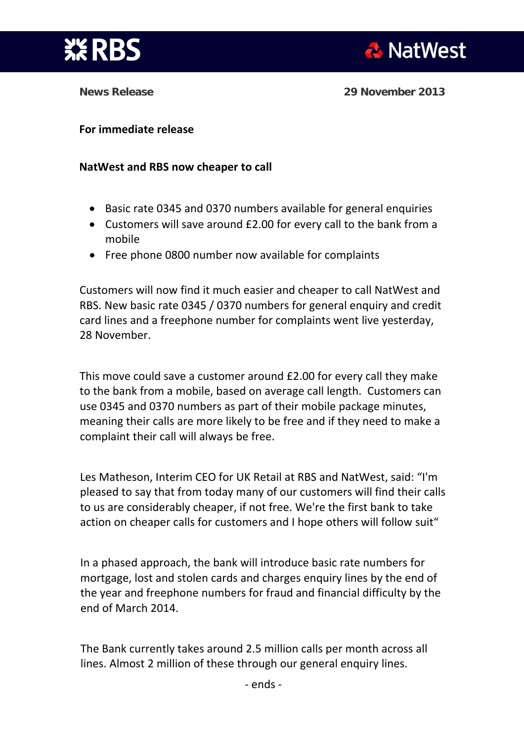**RBS** | **NatWest**

**News Release** **29 November 2013**

**For immediate release**

**NatWest and RBS now cheaper to call**

- Basic rate 0345 and 0370 numbers available for general enquiries
- Customers will save around £2.00 for every call to the bank from a mobile
- Free phone 0800 number now available for complaints

Customers will now find it much easier and cheaper to call NatWest and RBS. New basic rate 0345 / 0370 numbers for general enquiry and credit card lines and a freephone number for complaints went live yesterday, 28 November.

This move could save a customer around £2.00 for every call they make to the bank from a mobile, based on average call length. Customers can use 0345 and 0370 numbers as part of their mobile package minutes, meaning their calls are more likely to be free and if they need to make a complaint their call will always be free.

Les Matheson, Interim CEO for UK Retail at RBS and NatWest, said: "I'm pleased to say that from today many of our customers will find their calls to us are considerably cheaper, if not free. We're the first bank to take action on cheaper calls for customers and I hope others will follow suit"

In a phased approach, the bank will introduce basic rate numbers for mortgage, lost and stolen cards and charges enquiry lines by the end of the year and freephone numbers for fraud and financial difficulty by the end of March 2014.

The Bank currently takes around 2.5 million calls per month across all lines. Almost 2 million of these through our general enquiry lines.

\- ends -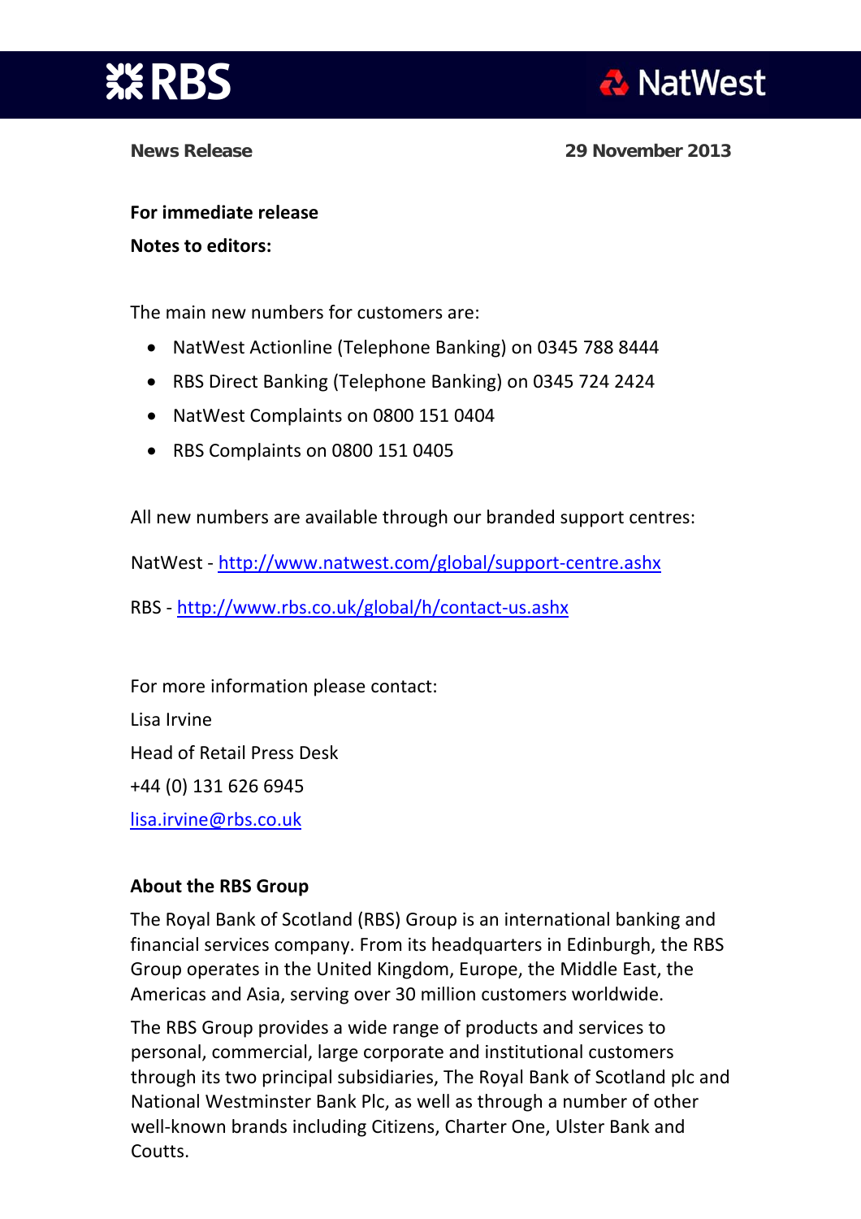**News Release** **29 November 2013**

**For immediate release**

**Notes to editors:**

The main new numbers for customers are:

- NatWest Actionline (Telephone Banking) on 0345 788 8444
- RBS Direct Banking (Telephone Banking) on 0345 724 2424
- NatWest Complaints on 0800 151 0404
- RBS Complaints on 0800 151 0405

All new numbers are available through our branded support centres:

NatWest - http://www.natwest.com/global/support-centre.ashx

RBS - http://www.rbs.co.uk/global/h/contact-us.ashx

For more information please contact:

Lisa Irvine

Head of Retail Press Desk

+44 (0) 131 626 6945

lisa.irvine@rbs.co.uk

**About the RBS Group**

The Royal Bank of Scotland (RBS) Group is an international banking and financial services company. From its headquarters in Edinburgh, the RBS Group operates in the United Kingdom, Europe, the Middle East, the Americas and Asia, serving over 30 million customers worldwide.

The RBS Group provides a wide range of products and services to personal, commercial, large corporate and institutional customers through its two principal subsidiaries, The Royal Bank of Scotland plc and National Westminster Bank Plc, as well as through a number of other well-known brands including Citizens, Charter One, Ulster Bank and Coutts.